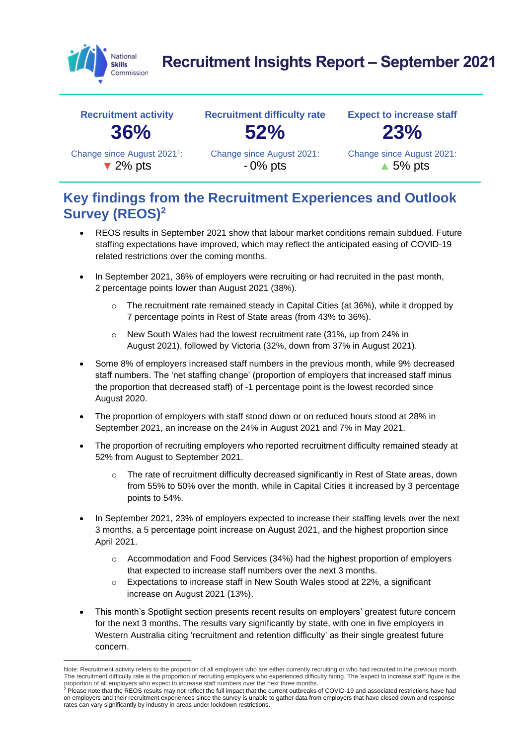# Recruitment Insights Report – September 2021

| Recruitment activity | Recruitment difficulty rate | Expect to increase staff |
|---|---|---|
| **36%** | **52%** | **23%** |
| Change since August 2021[1]: ▼ 2% pts | Change since August 2021: - 0% pts | Change since August 2021: ▲ 5% pts |

## Key findings from the Recruitment Experiences and Outlook Survey (REOS)[2]

- REOS results in September 2021 show that labour market conditions remain subdued. Future staffing expectations have improved, which may reflect the anticipated easing of COVID-19 related restrictions over the coming months.
- In September 2021, 36% of employers were recruiting or had recruited in the past month, 2 percentage points lower than August 2021 (38%).
  - The recruitment rate remained steady in Capital Cities (at 36%), while it dropped by 7 percentage points in Rest of State areas (from 43% to 36%).
  - New South Wales had the lowest recruitment rate (31%, up from 24% in August 2021), followed by Victoria (32%, down from 37% in August 2021).
- Some 8% of employers increased staff numbers in the previous month, while 9% decreased staff numbers. The 'net staffing change' (proportion of employers that increased staff minus the proportion that decreased staff) of -1 percentage point is the lowest recorded since August 2020.
- The proportion of employers with staff stood down or on reduced hours stood at 28% in September 2021, an increase on the 24% in August 2021 and 7% in May 2021.
- The proportion of recruiting employers who reported recruitment difficulty remained steady at 52% from August to September 2021.
  - The rate of recruitment difficulty decreased significantly in Rest of State areas, down from 55% to 50% over the month, while in Capital Cities it increased by 3 percentage points to 54%.
- In September 2021, 23% of employers expected to increase their staffing levels over the next 3 months, a 5 percentage point increase on August 2021, and the highest proportion since April 2021.
  - Accommodation and Food Services (34%) had the highest proportion of employers that expected to increase staff numbers over the next 3 months.
  - Expectations to increase staff in New South Wales stood at 22%, a significant increase on August 2021 (13%).
- This month's Spotlight section presents recent results on employers' greatest future concern for the next 3 months. The results vary significantly by state, with one in five employers in Western Australia citing 'recruitment and retention difficulty' as their single greatest future concern.

---

Note: Recruitment activity refers to the proportion of all employers who are either currently recruiting or who had recruited in the previous month. The recruitment difficulty rate is the proportion of recruiting employers who experienced difficulty hiring. The 'expect to increase staff' figure is the proportion of all employers who expect to increase staff numbers over the next three months.

[2] Please note that the REOS results may not reflect the full impact that the current outbreaks of COVID-19 and associated restrictions have had on employers and their recruitment experiences since the survey is unable to gather data from employers that have closed down and response rates can vary significantly by industry in areas under lockdown restrictions.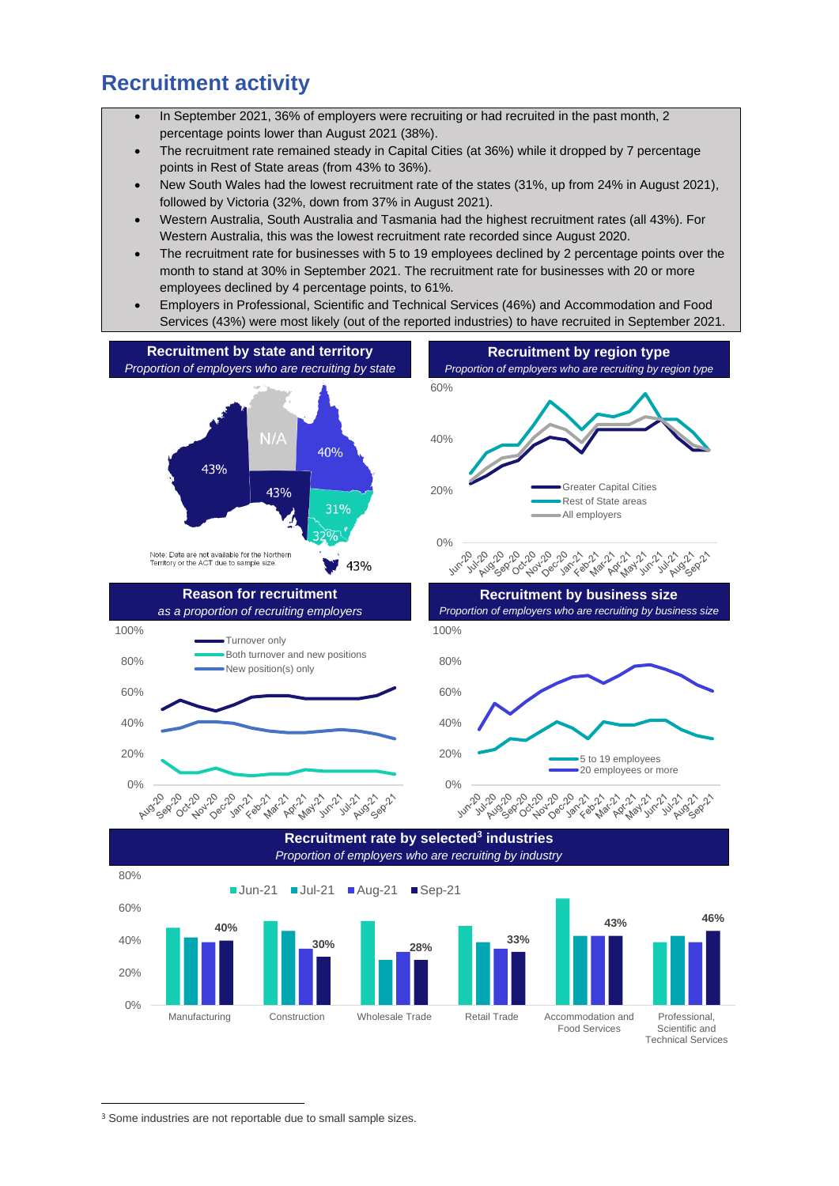## Recruitment activity

- In September 2021, 36% of employers were recruiting or had recruited in the past month, 2 percentage points lower than August 2021 (38%).
- The recruitment rate remained steady in Capital Cities (at 36%) while it dropped by 7 percentage points in Rest of State areas (from 43% to 36%).
- New South Wales had the lowest recruitment rate of the states (31%, up from 24% in August 2021), followed by Victoria (32%, down from 37% in August 2021).
- Western Australia, South Australia and Tasmania had the highest recruitment rates (all 43%). For Western Australia, this was the lowest recruitment rate recorded since August 2020.
- The recruitment rate for businesses with 5 to 19 employees declined by 2 percentage points over the month to stand at 30% in September 2021. The recruitment rate for businesses with 20 or more employees declined by 4 percentage points, to 61%.
- Employers in Professional, Scientific and Technical Services (46%) and Accommodation and Food Services (43%) were most likely (out of the reported industries) to have recruited in September 2021.

**Recruitment by state and territory**

*Proportion of employers who are recruiting by state*

| State | Recruitment rate |
| --- | --- |
| Western Australia | 43% |
| Northern Territory | N/A |
| South Australia | 43% |
| Queensland | 40% |
| New South Wales | 31% |
| Victoria | 32% |
| Tasmania | 43% |

Note: Data are not available for the Northern Territory or the ACT due to sample size.

**Recruitment by region type**

*Proportion of employers who are recruiting by region type*

**Reason for recruitment**

*as a proportion of recruiting employers*

**Recruitment by business size**

*Proportion of employers who are recruiting by business size*

**Recruitment rate by selected[3] industries**

*Proportion of employers who are recruiting by industry*

| Industry | Sep-21 |
| --- | --- |
| Manufacturing | 40% |
| Construction | 30% |
| Wholesale Trade | 28% |
| Retail Trade | 33% |
| Accommodation and Food Services | 43% |
| Professional, Scientific and Technical Services | 46% |

[3] Some industries are not reportable due to small sample sizes.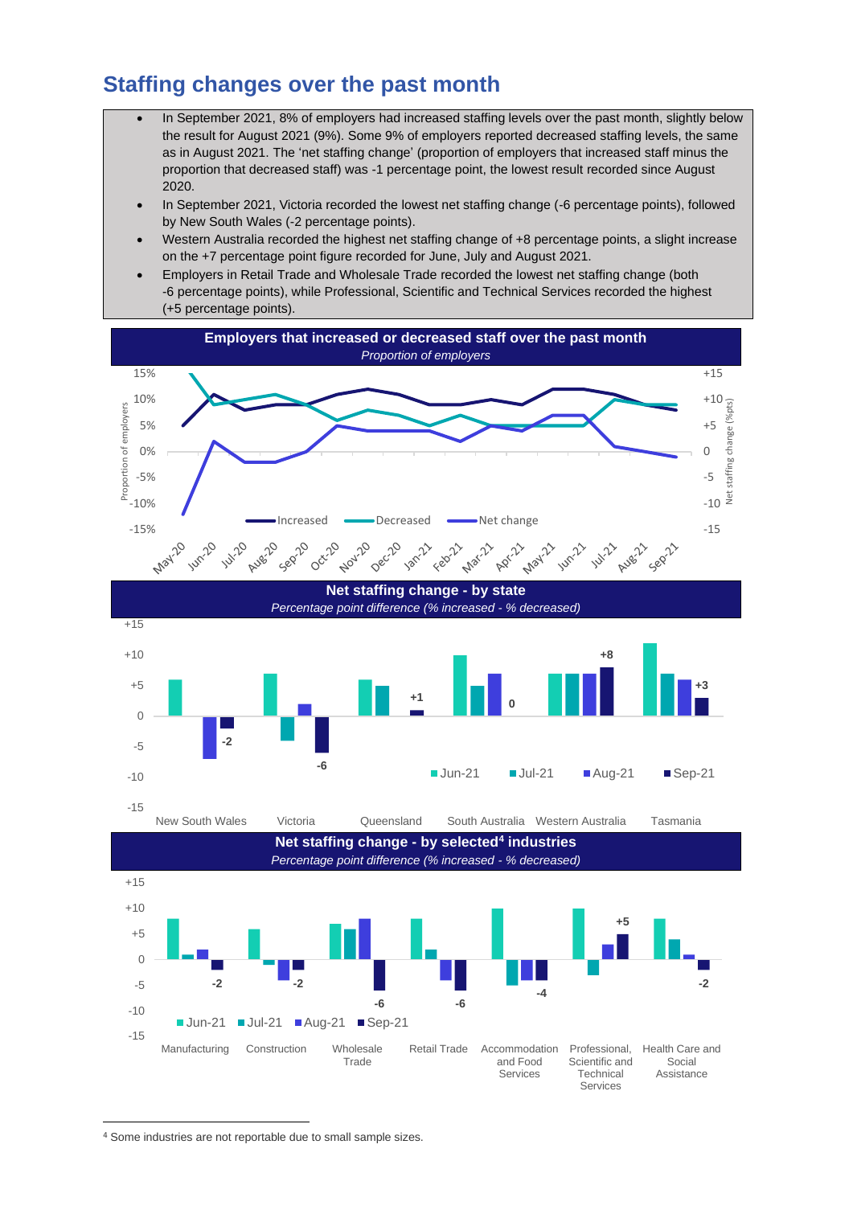## Staffing changes over the past month

- In September 2021, 8% of employers had increased staffing levels over the past month, slightly below the result for August 2021 (9%). Some 9% of employers reported decreased staffing levels, the same as in August 2021. The 'net staffing change' (proportion of employers that increased staff minus the proportion that decreased staff) was -1 percentage point, the lowest result recorded since August 2020.
- In September 2021, Victoria recorded the lowest net staffing change (-6 percentage points), followed by New South Wales (-2 percentage points).
- Western Australia recorded the highest net staffing change of +8 percentage points, a slight increase on the +7 percentage point figure recorded for June, July and August 2021.
- Employers in Retail Trade and Wholesale Trade recorded the lowest net staffing change (both -6 percentage points), while Professional, Scientific and Technical Services recorded the highest (+5 percentage points).

**Employers that increased or decreased staff over the past month**

*Proportion of employers*

**Net staffing change - by state**

*Percentage point difference (% increased - % decreased)*

**Net staffing change - by selected[4] industries**

*Percentage point difference (% increased - % decreased)*

[4] Some industries are not reportable due to small sample sizes.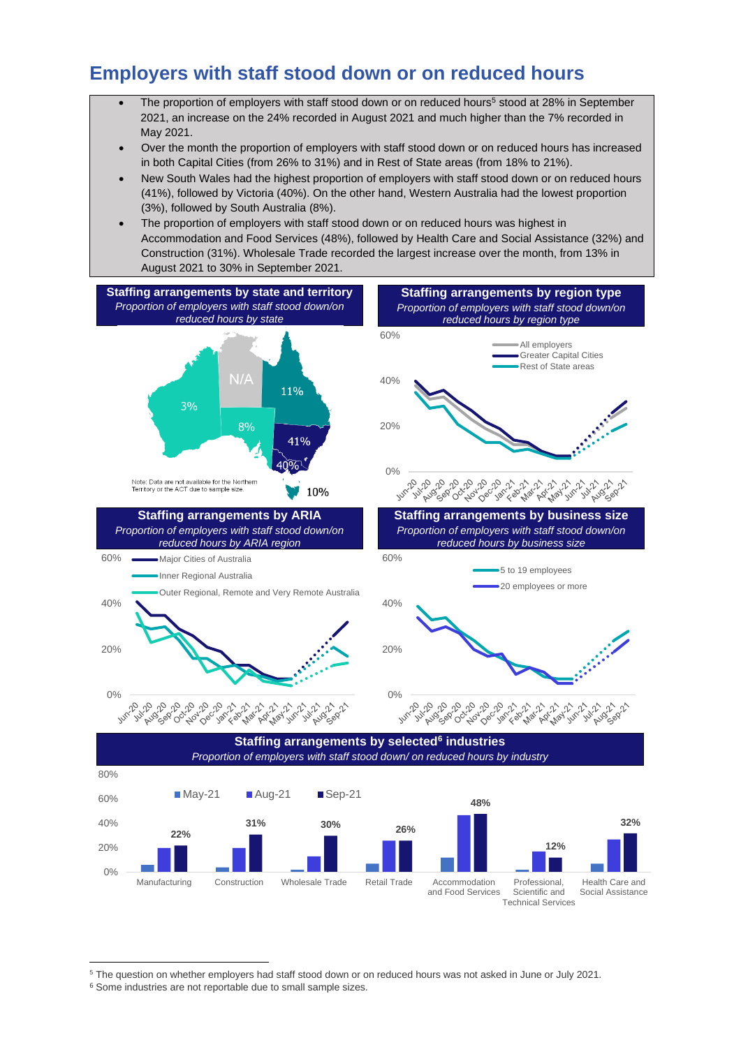# Employers with staff stood down or on reduced hours

- The proportion of employers with staff stood down or on reduced hours[5] stood at 28% in September 2021, an increase on the 24% recorded in August 2021 and much higher than the 7% recorded in May 2021.
- Over the month the proportion of employers with staff stood down or on reduced hours has increased in both Capital Cities (from 26% to 31%) and in Rest of State areas (from 18% to 21%).
- New South Wales had the highest proportion of employers with staff stood down or on reduced hours (41%), followed by Victoria (40%). On the other hand, Western Australia had the lowest proportion (3%), followed by South Australia (8%).
- The proportion of employers with staff stood down or on reduced hours was highest in Accommodation and Food Services (48%), followed by Health Care and Social Assistance (32%) and Construction (31%). Wholesale Trade recorded the largest increase over the month, from 13% in August 2021 to 30% in September 2021.

**Staffing arrangements by state and territory**
*Proportion of employers with staff stood down/on reduced hours by state*

WA 3%, NT N/A, QLD 11%, SA 8%, NSW 41%, VIC 40%, TAS 10%

Note: Data are not available for the Northern Territory or the ACT due to sample size.

**Staffing arrangements by region type**
*Proportion of employers with staff stood down/on reduced hours by region type*

Legend: All employers; Greater Capital Cities; Rest of State areas

**Staffing arrangements by ARIA**
*Proportion of employers with staff stood down/on reduced hours by ARIA region*

Legend: Major Cities of Australia; Inner Regional Australia; Outer Regional, Remote and Very Remote Australia

**Staffing arrangements by business size**
*Proportion of employers with staff stood down/on reduced hours by business size*

Legend: 5 to 19 employees; 20 employees or more

**Staffing arrangements by selected[6] industries**
*Proportion of employers with staff stood down/ on reduced hours by industry*

| Industry | Sep-21 |
|---|---|
| Manufacturing | 22% |
| Construction | 31% |
| Wholesale Trade | 30% |
| Retail Trade | 26% |
| Accommodation and Food Services | 48% |
| Professional, Scientific and Technical Services | 12% |
| Health Care and Social Assistance | 32% |

[5] The question on whether employers had staff stood down or on reduced hours was not asked in June or July 2021.

[6] Some industries are not reportable due to small sample sizes.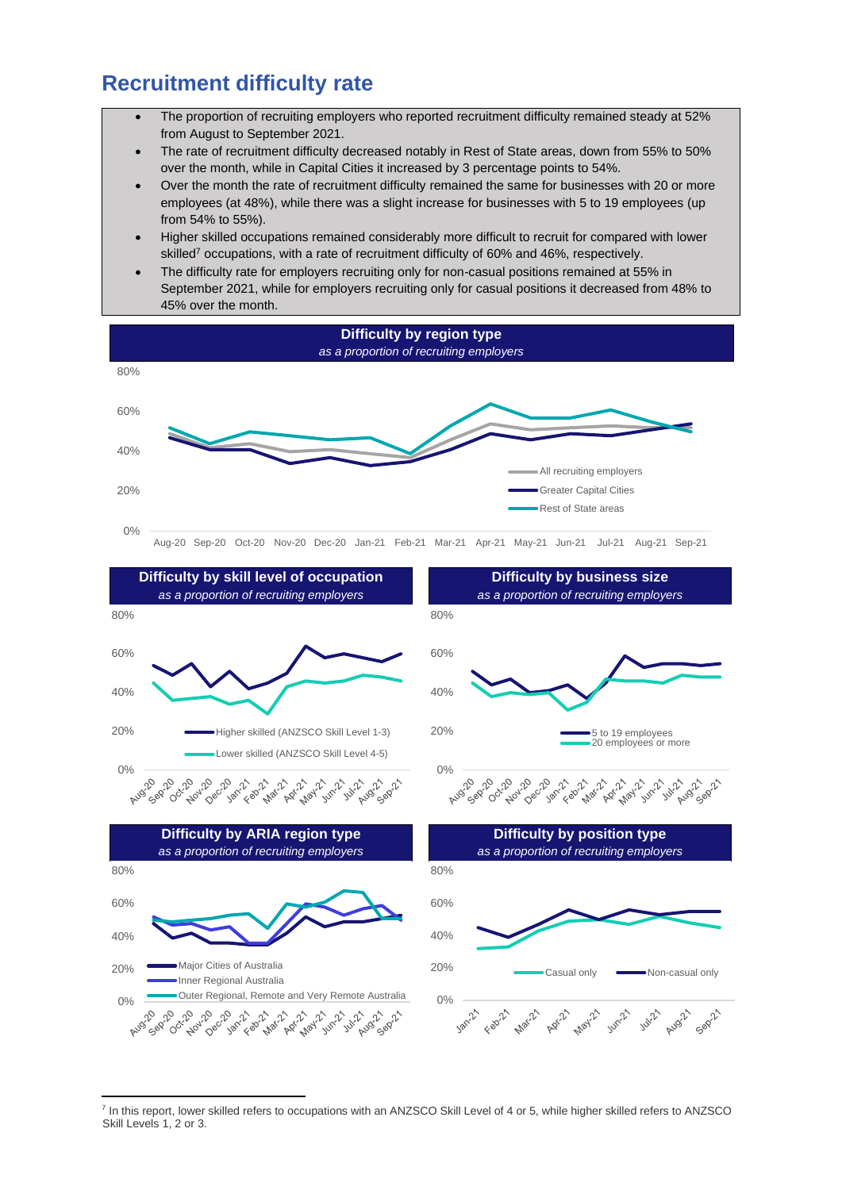## Recruitment difficulty rate

- The proportion of recruiting employers who reported recruitment difficulty remained steady at 52% from August to September 2021.
- The rate of recruitment difficulty decreased notably in Rest of State areas, down from 55% to 50% over the month, while in Capital Cities it increased by 3 percentage points to 54%.
- Over the month the rate of recruitment difficulty remained the same for businesses with 20 or more employees (at 48%), while there was a slight increase for businesses with 5 to 19 employees (up from 54% to 55%).
- Higher skilled occupations remained considerably more difficult to recruit for compared with lower skilled[7] occupations, with a rate of recruitment difficulty of 60% and 46%, respectively.
- The difficulty rate for employers recruiting only for non-casual positions remained at 55% in September 2021, while for employers recruiting only for casual positions it decreased from 48% to 45% over the month.

**Difficulty by region type**
*as a proportion of recruiting employers*

**Difficulty by skill level of occupation**
*as a proportion of recruiting employers*

**Difficulty by business size**
*as a proportion of recruiting employers*

**Difficulty by ARIA region type**
*as a proportion of recruiting employers*

**Difficulty by position type**
*as a proportion of recruiting employers*

---

[7] In this report, lower skilled refers to occupations with an ANZSCO Skill Level of 4 or 5, while higher skilled refers to ANZSCO Skill Levels 1, 2 or 3.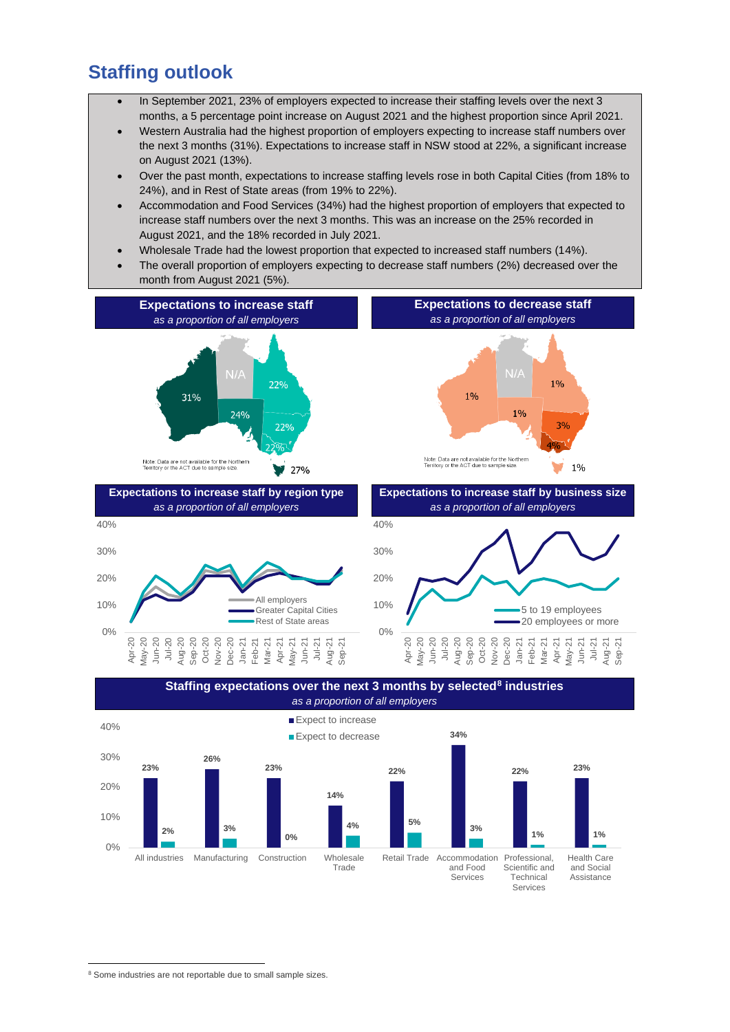## Staffing outlook

- In September 2021, 23% of employers expected to increase their staffing levels over the next 3 months, a 5 percentage point increase on August 2021 and the highest proportion since April 2021.
- Western Australia had the highest proportion of employers expecting to increase staff numbers over the next 3 months (31%). Expectations to increase staff in NSW stood at 22%, a significant increase on August 2021 (13%).
- Over the past month, expectations to increase staffing levels rose in both Capital Cities (from 18% to 24%), and in Rest of State areas (from 19% to 22%).
- Accommodation and Food Services (34%) had the highest proportion of employers that expected to increase staff numbers over the next 3 months. This was an increase on the 25% recorded in August 2021, and the 18% recorded in July 2021.
- Wholesale Trade had the lowest proportion that expected to increased staff numbers (14%).
- The overall proportion of employers expecting to decrease staff numbers (2%) decreased over the month from August 2021 (5%).

**Expectations to increase staff**
*as a proportion of all employers*

| State | % |
|---|---|
| WA | 31% |
| NT | N/A |
| SA | 24% |
| QLD | 22% |
| NSW | 22% |
| VIC | 22% |
| TAS | 27% |

Note: Data are not available for the Northern Territory or the ACT due to sample size.

**Expectations to decrease staff**
*as a proportion of all employers*

| State | % |
|---|---|
| WA | 1% |
| NT | N/A |
| SA | 1% |
| QLD | 1% |
| NSW | 3% |
| VIC | 4% |
| TAS | 1% |

Note: Data are not available for the Northern Territory or the ACT due to sample size.

**Expectations to increase staff by region type**
*as a proportion of all employers*

Series: All employers; Greater Capital Cities; Rest of State areas (Apr-20 to Sep-21)

**Expectations to increase staff by business size**
*as a proportion of all employers*

Series: 5 to 19 employees; 20 employees or more (Apr-20 to Sep-21)

**Staffing expectations over the next 3 months by selected[8] industries**
*as a proportion of all employers*

| Industry | Expect to increase | Expect to decrease |
|---|---|---|
| All industries | 23% | 2% |
| Manufacturing | 26% | 3% |
| Construction | 23% | 0% |
| Wholesale Trade | 14% | 4% |
| Retail Trade | 22% | 5% |
| Accommodation and Food Services | 34% | 3% |
| Professional, Scientific and Technical Services | 22% | 1% |
| Health Care and Social Assistance | 23% | 1% |

[8] Some industries are not reportable due to small sample sizes.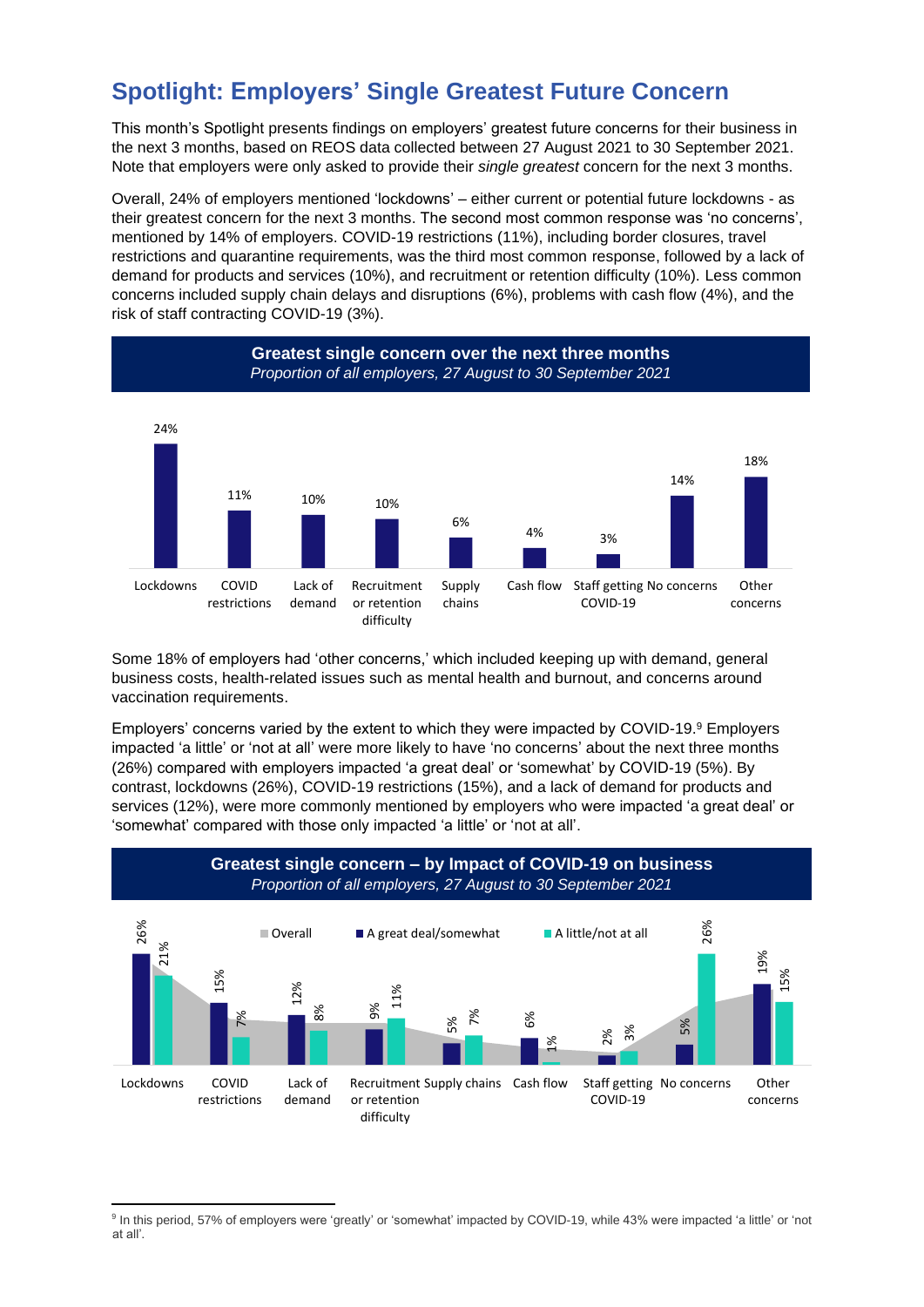# Spotlight: Employers' Single Greatest Future Concern

This month's Spotlight presents findings on employers' greatest future concerns for their business in the next 3 months, based on REOS data collected between 27 August 2021 to 30 September 2021. Note that employers were only asked to provide their *single greatest* concern for the next 3 months.

Overall, 24% of employers mentioned 'lockdowns' – either current or potential future lockdowns - as their greatest concern for the next 3 months. The second most common response was 'no concerns', mentioned by 14% of employers. COVID-19 restrictions (11%), including border closures, travel restrictions and quarantine requirements, was the third most common response, followed by a lack of demand for products and services (10%), and recruitment or retention difficulty (10%). Less common concerns included supply chain delays and disruptions (6%), problems with cash flow (4%), and the risk of staff contracting COVID-19 (3%).

**Greatest single concern over the next three months**
*Proportion of all employers, 27 August to 30 September 2021*

| Concern | Proportion |
|---|---|
| Lockdowns | 24% |
| COVID restrictions | 11% |
| Lack of demand | 10% |
| Recruitment or retention difficulty | 10% |
| Supply chains | 6% |
| Cash flow | 4% |
| Staff getting COVID-19 | 3% |
| No concerns | 14% |
| Other concerns | 18% |

Some 18% of employers had 'other concerns,' which included keeping up with demand, general business costs, health-related issues such as mental health and burnout, and concerns around vaccination requirements.

Employers' concerns varied by the extent to which they were impacted by COVID-19.[9] Employers impacted 'a little' or 'not at all' were more likely to have 'no concerns' about the next three months (26%) compared with employers impacted 'a great deal' or 'somewhat' by COVID-19 (5%). By contrast, lockdowns (26%), COVID-19 restrictions (15%), and a lack of demand for products and services (12%), were more commonly mentioned by employers who were impacted 'a great deal' or 'somewhat' compared with those only impacted 'a little' or 'not at all'.

**Greatest single concern – by Impact of COVID-19 on business**
*Proportion of all employers, 27 August to 30 September 2021*

| Concern | A great deal/somewhat | A little/not at all |
|---|---|---|
| Lockdowns | 26% | 21% |
| COVID restrictions | 15% | 7% |
| Lack of demand | 12% | 8% |
| Recruitment or retention difficulty | 9% | 11% |
| Supply chains | 5% | 7% |
| Cash flow | 6% | 1% |
| Staff getting COVID-19 | 2% | 3% |
| No concerns | 5% | 26% |
| Other concerns | 19% | 15% |

[9] In this period, 57% of employers were 'greatly' or 'somewhat' impacted by COVID-19, while 43% were impacted 'a little' or 'not at all'.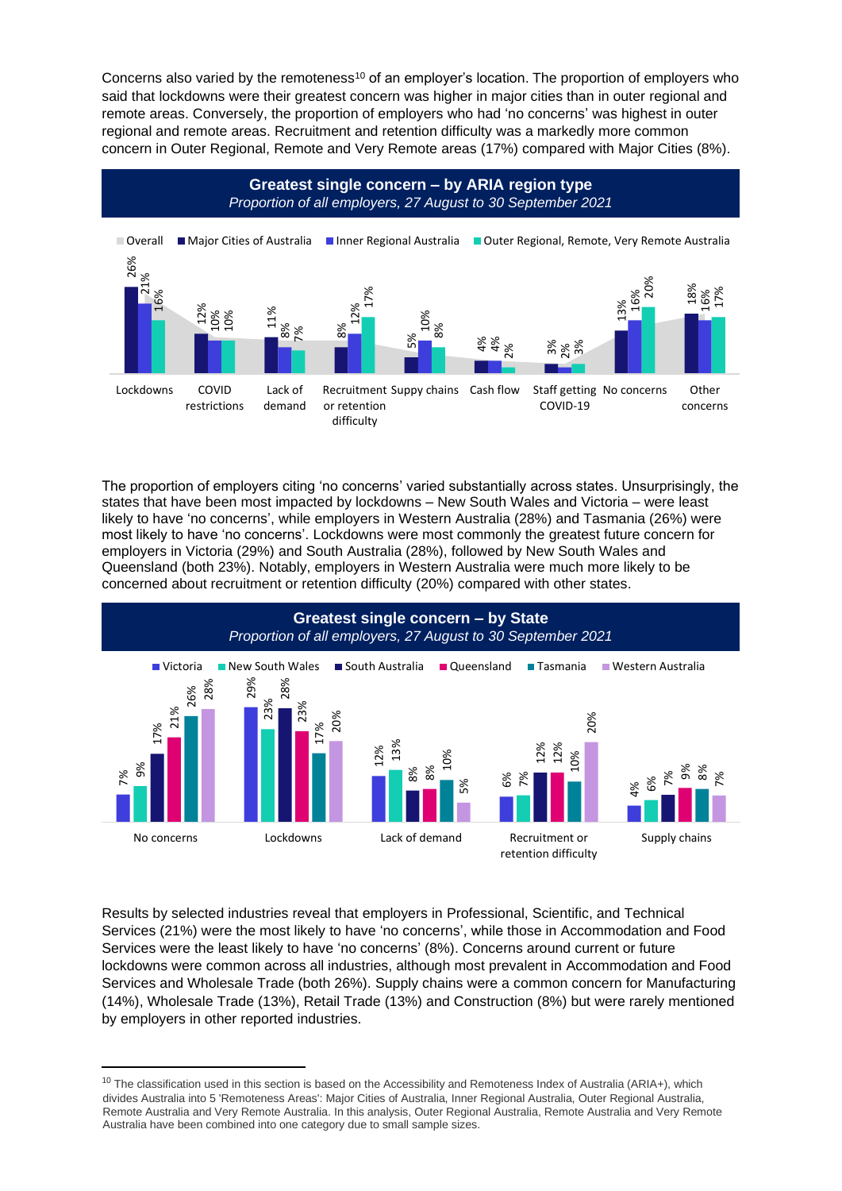Concerns also varied by the remoteness[10] of an employer's location. The proportion of employers who said that lockdowns were their greatest concern was higher in major cities than in outer regional and remote areas. Conversely, the proportion of employers who had 'no concerns' was highest in outer regional and remote areas. Recruitment and retention difficulty was a markedly more common concern in Outer Regional, Remote and Very Remote areas (17%) compared with Major Cities (8%).

**Greatest single concern – by ARIA region type**
*Proportion of all employers, 27 August to 30 September 2021*

| Concern | Overall | Major Cities of Australia | Inner Regional Australia | Outer Regional, Remote, Very Remote Australia |
|---|---|---|---|---|
| Lockdowns | | 26% | 21% | 16% |
| COVID restrictions | | 12% | 10% | 10% |
| Lack of demand | | 11% | 8% | 7% |
| Recruitment or retention difficulty | | 8% | 12% | 17% |
| Supply chains | | 5% | 10% | 8% |
| Cash flow | | 4% | 4% | 2% |
| Staff getting COVID-19 | | 3% | 2% | 3% |
| No concerns | | 13% | 16% | 20% |
| Other concerns | | 18% | 16% | 17% |

The proportion of employers citing 'no concerns' varied substantially across states. Unsurprisingly, the states that have been most impacted by lockdowns – New South Wales and Victoria – were least likely to have 'no concerns', while employers in Western Australia (28%) and Tasmania (26%) were most likely to have 'no concerns'. Lockdowns were most commonly the greatest future concern for employers in Victoria (29%) and South Australia (28%), followed by New South Wales and Queensland (both 23%). Notably, employers in Western Australia were much more likely to be concerned about recruitment or retention difficulty (20%) compared with other states.

**Greatest single concern – by State**
*Proportion of all employers, 27 August to 30 September 2021*

| Concern | Victoria | New South Wales | South Australia | Queensland | Tasmania | Western Australia |
|---|---|---|---|---|---|---|
| No concerns | 7% | 9% | 17% | 21% | 26% | 28% |
| Lockdowns | 29% | 23% | 28% | 23% | 17% | 20% |
| Lack of demand | 12% | 13% | 8% | 8% | 10% | 5% |
| Recruitment or retention difficulty | 6% | 7% | 12% | 12% | 10% | 20% |
| Supply chains | 4% | 6% | 7% | 9% | 8% | 7% |

Results by selected industries reveal that employers in Professional, Scientific, and Technical Services (21%) were the most likely to have 'no concerns', while those in Accommodation and Food Services were the least likely to have 'no concerns' (8%). Concerns around current or future lockdowns were common across all industries, although most prevalent in Accommodation and Food Services and Wholesale Trade (both 26%). Supply chains were a common concern for Manufacturing (14%), Wholesale Trade (13%), Retail Trade (13%) and Construction (8%) but were rarely mentioned by employers in other reported industries.

---

[10] The classification used in this section is based on the Accessibility and Remoteness Index of Australia (ARIA+), which divides Australia into 5 'Remoteness Areas': Major Cities of Australia, Inner Regional Australia, Outer Regional Australia, Remote Australia and Very Remote Australia. In this analysis, Outer Regional Australia, Remote Australia and Very Remote Australia have been combined into one category due to small sample sizes.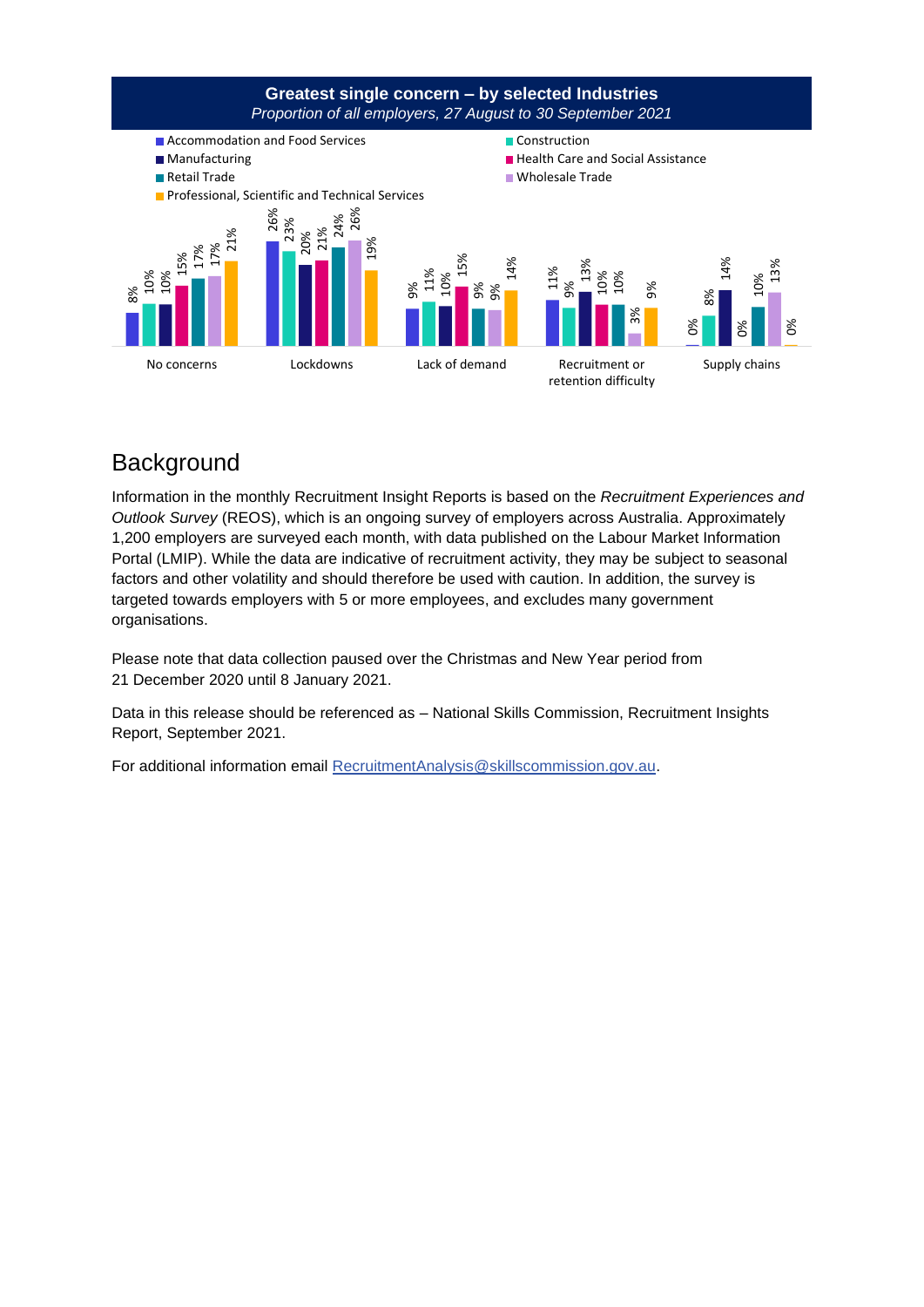Greatest single concern – by selected Industries

*Proportion of all employers, 27 August to 30 September 2021*

Accommodation and Food Services
Construction
Manufacturing
Health Care and Social Assistance
Retail Trade
Wholesale Trade
Professional, Scientific and Technical Services

No concerns: 8%, 10%, 10%, 15%, 17%, 17%, 21%

Lockdowns: 26%, 23%, 20%, 21%, 24%, 26%, 19%

Lack of demand: 9%, 11%, 10%, 15%, 9%, 9%, 14%

Recruitment or retention difficulty: 11%, 9%, 13%, 10%, 10%, 3%, 9%

Supply chains: 0%, 8%, 14%, 0%, 10%, 13%, 0%

## Background

Information in the monthly Recruitment Insight Reports is based on the *Recruitment Experiences and Outlook Survey* (REOS), which is an ongoing survey of employers across Australia. Approximately 1,200 employers are surveyed each month, with data published on the Labour Market Information Portal (LMIP). While the data are indicative of recruitment activity, they may be subject to seasonal factors and other volatility and should therefore be used with caution. In addition, the survey is targeted towards employers with 5 or more employees, and excludes many government organisations.

Please note that data collection paused over the Christmas and New Year period from 21 December 2020 until 8 January 2021.

Data in this release should be referenced as – National Skills Commission, Recruitment Insights Report, September 2021.

For additional information email RecruitmentAnalysis@skillscommission.gov.au.